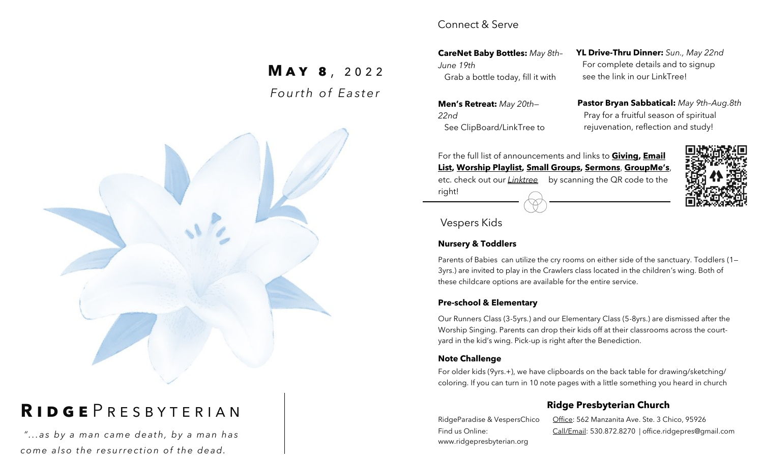# **MAY 8**, 2022

*Fourth of Easter*

# **RIDGE** PRESBYTERIAN

*"...as by a man came death, by a man has come also the resurrection of the dead.*

## Connect & Serve

**CareNet Baby Bottles:** *May 8th–June 19th*
Grab a bottle today, fill it with

**Men's Retreat:** *May 20th–22nd*
See ClipBoard/LinkTree to

**YL Drive-Thru Dinner:** *Sun., May 22nd*
For complete details and to signup see the link in our LinkTree!

**Pastor Bryan Sabbatical:** *May 9th–Aug.8th*
Pray for a fruitful season of spiritual rejuvenation, reflection and study!

For the full list of announcements and links to **Giving, Email List, Worship Playlist, Small Groups, Sermons**, **GroupMe's**, etc. check out our *Linktree* by scanning the QR code to the right!

## Vespers Kids

### Nursery & Toddlers

Parents of Babies can utilize the cry rooms on either side of the sanctuary. Toddlers (1–3yrs.) are invited to play in the Crawlers class located in the children's wing. Both of these childcare options are available for the entire service.

### Pre-school & Elementary

Our Runners Class (3-5yrs.) and our Elementary Class (5-8yrs.) are dismissed after the Worship Singing. Parents can drop their kids off at their classrooms across the court-yard in the kid's wing. Pick-up is right after the Benediction.

### Note Challenge

For older kids (9yrs.+), we have clipboards on the back table for drawing/sketching/coloring. If you can turn in 10 note pages with a little something you heard in church

### Ridge Presbyterian Church

RidgeParadise & VespersChico
Find us Online:
www.ridgepresbyterian.org

Office: 562 Manzanita Ave. Ste. 3 Chico, 95926
Call/Email: 530.872.8270 | office.ridgepres@gmail.com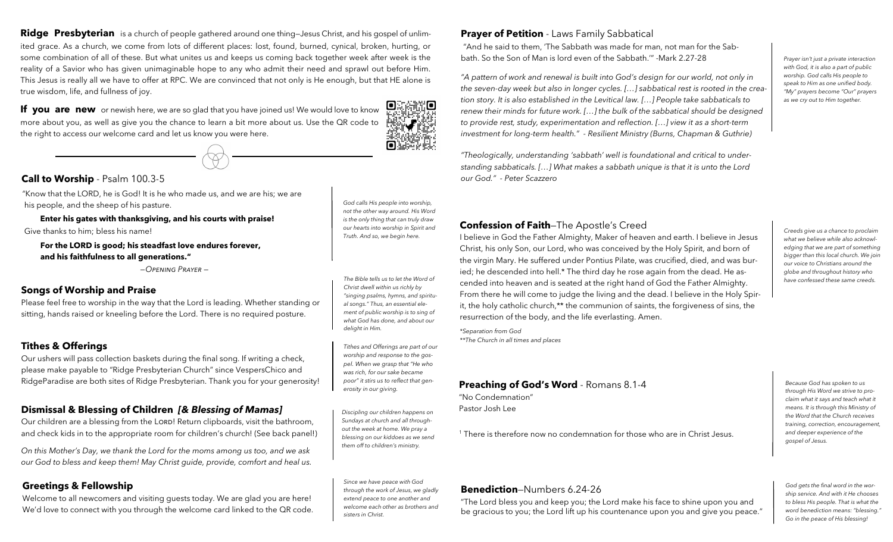**Ridge Presbyterian** is a church of people gathered around one thing—Jesus Christ, and his gospel of unlimited grace. As a church, we come from lots of different places: lost, found, burned, cynical, broken, hurting, or some combination of all of these. But what unites us and keeps us coming back together week after week is the reality of a Savior who has given unimaginable hope to any who admit their need and sprawl out before Him. This Jesus is really all we have to offer at RPC. We are convinced that not only is He enough, but that HE alone is true wisdom, life, and fullness of joy.

**If you are new** or newish here, we are so glad that you have joined us! We would love to know more about you, as well as give you the chance to learn a bit more about us. Use the QR code to the right to access our welcome card and let us know you were here.

## Call to Worship - Psalm 100.3-5

"Know that the LORD, he is God! It is he who made us, and we are his; we are his people, and the sheep of his pasture.

**Enter his gates with thanksgiving, and his courts with praise!**

Give thanks to him; bless his name!

**For the LORD is good; his steadfast love endures forever, and his faithfulness to all generations."**

—Opening Prayer—

*God calls His people into worship, not the other way around. His Word is the only thing that can truly draw our hearts into worship in Spirit and Truth. And so, we begin here.*

## Songs of Worship and Praise

Please feel free to worship in the way that the Lord is leading. Whether standing or sitting, hands raised or kneeling before the Lord. There is no required posture.

*The Bible tells us to let the Word of Christ dwell within us richly by "singing psalms, hymns, and spiritual songs." Thus, an essential element of public worship is to sing of what God has done, and about our delight in Him.*

## Tithes & Offerings

Our ushers will pass collection baskets during the final song. If writing a check, please make payable to "Ridge Presbyterian Church" since VespersChico and RidgeParadise are both sites of Ridge Presbyterian. Thank you for your generosity!

*Tithes and Offerings are part of our worship and response to the gospel. When we grasp that "He who was rich, for our sake became poor" it stirs us to reflect that generosity in our giving.*

## Dismissal & Blessing of Children *[& Blessing of Mamas]*

Our children are a blessing from the LORD! Return clipboards, visit the bathroom, and check kids in to the appropriate room for children's church! (See back panel!)

*On this Mother's Day, we thank the Lord for the moms among us too, and we ask our God to bless and keep them! May Christ guide, provide, comfort and heal us.*

*Discipling our children happens on Sundays at church and all throughout the week at home. We pray a blessing on our kiddoes as we send them off to children's ministry.*

## Greetings & Fellowship

Welcome to all newcomers and visiting guests today. We are glad you are here! We'd love to connect with you through the welcome card linked to the QR code.

*Since we have peace with God through the work of Jesus, we gladly extend peace to one another and welcome each other as brothers and sisters in Christ.*

## Prayer of Petition - Laws Family Sabbatical

"And he said to them, 'The Sabbath was made for man, not man for the Sabbath. So the Son of Man is lord even of the Sabbath.'" -Mark 2.27-28

*"A pattern of work and renewal is built into God's design for our world, not only in the seven-day week but also in longer cycles. […] sabbatical rest is rooted in the creation story. It is also established in the Levitical law. […] People take sabbaticals to renew their minds for future work. […] the bulk of the sabbatical should be designed to provide rest, study, experimentation and reflection. […] view it as a short-term investment for long-term health." - Resilient Ministry (Burns, Chapman & Guthrie)*

*"Theologically, understanding 'sabbath' well is foundational and critical to understanding sabbaticals. […] What makes a sabbath unique is that it is unto the Lord our God." - Peter Scazzero*

*Prayer isn't just a private interaction with God, it is also a part of public worship. God calls His people to speak to Him as one unified body. "My" prayers become "Our" prayers as we cry out to Him together.*

## Confession of Faith—The Apostle's Creed

I believe in God the Father Almighty, Maker of heaven and earth. I believe in Jesus Christ, his only Son, our Lord, who was conceived by the Holy Spirit, and born of the virgin Mary. He suffered under Pontius Pilate, was crucified, died, and was buried; he descended into hell.* The third day he rose again from the dead. He ascended into heaven and is seated at the right hand of God the Father Almighty. From there he will come to judge the living and the dead. I believe in the Holy Spirit, the holy catholic church,** the communion of saints, the forgiveness of sins, the resurrection of the body, and the life everlasting. Amen.

*Separation from God
**The Church in all times and places

*Creeds give us a chance to proclaim what we believe while also acknowledging that we are part of something bigger than this local church. We join our voice to Christians around the globe and throughout history who have confessed these same creeds.*

## Preaching of God's Word - Romans 8.1-4

"No Condemnation"
Pastor Josh Lee

[1] There is therefore now no condemnation for those who are in Christ Jesus.

*Because God has spoken to us through His Word we strive to proclaim what it says and teach what it means. It is through this Ministry of the Word that the Church receives training, correction, encouragement, and deeper experience of the gospel of Jesus.*

## Benediction—Numbers 6.24-26

"The Lord bless you and keep you; the Lord make his face to shine upon you and be gracious to you; the Lord lift up his countenance upon you and give you peace."

*God gets the final word in the worship service. And with it He chooses to bless His people. That is what the word benediction means: "blessing." Go in the peace of His blessing!*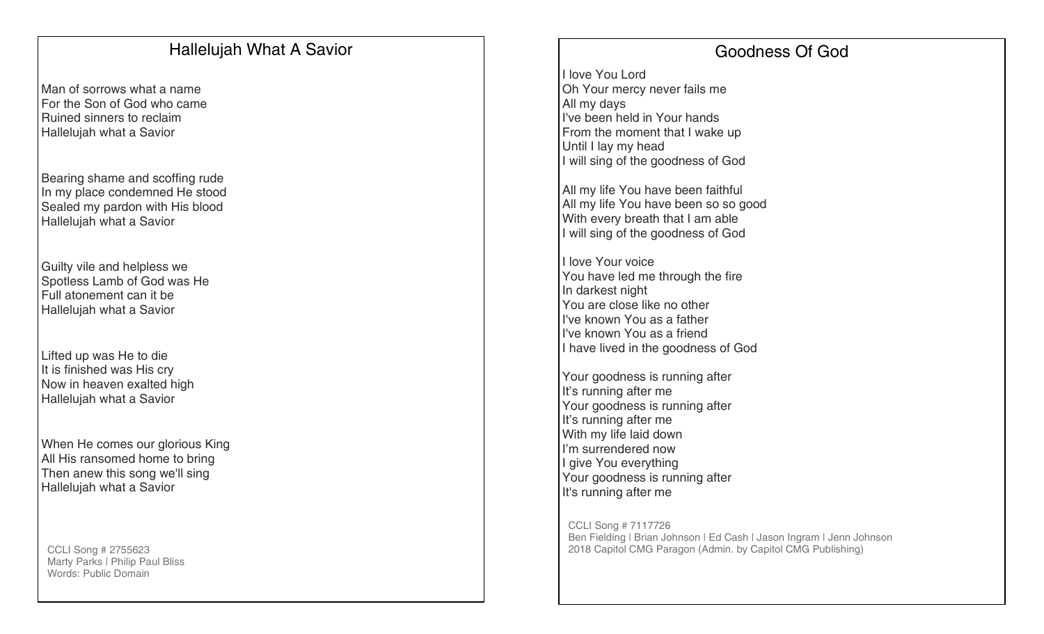# Hallelujah What A Savior

Man of sorrows what a name
For the Son of God who came
Ruined sinners to reclaim
Hallelujah what a Savior

Bearing shame and scoffing rude
In my place condemned He stood
Sealed my pardon with His blood
Hallelujah what a Savior

Guilty vile and helpless we
Spotless Lamb of God was He
Full atonement can it be
Hallelujah what a Savior

Lifted up was He to die
It is finished was His cry
Now in heaven exalted high
Hallelujah what a Savior

When He comes our glorious King
All His ransomed home to bring
Then anew this song we'll sing
Hallelujah what a Savior

CCLI Song # 2755623
Marty Parks | Philip Paul Bliss
Words: Public Domain

# Goodness Of God

I love You Lord
Oh Your mercy never fails me
All my days
I've been held in Your hands
From the moment that I wake up
Until I lay my head
I will sing of the goodness of God

All my life You have been faithful
All my life You have been so so good
With every breath that I am able
I will sing of the goodness of God

I love Your voice
You have led me through the fire
In darkest night
You are close like no other
I've known You as a father
I've known You as a friend
I have lived in the goodness of God

Your goodness is running after
It's running after me
Your goodness is running after
It's running after me
With my life laid down
I'm surrendered now
I give You everything
Your goodness is running after
It's running after me

CCLI Song # 7117726
Ben Fielding | Brian Johnson | Ed Cash | Jason Ingram | Jenn Johnson
2018 Capitol CMG Paragon (Admin. by Capitol CMG Publishing)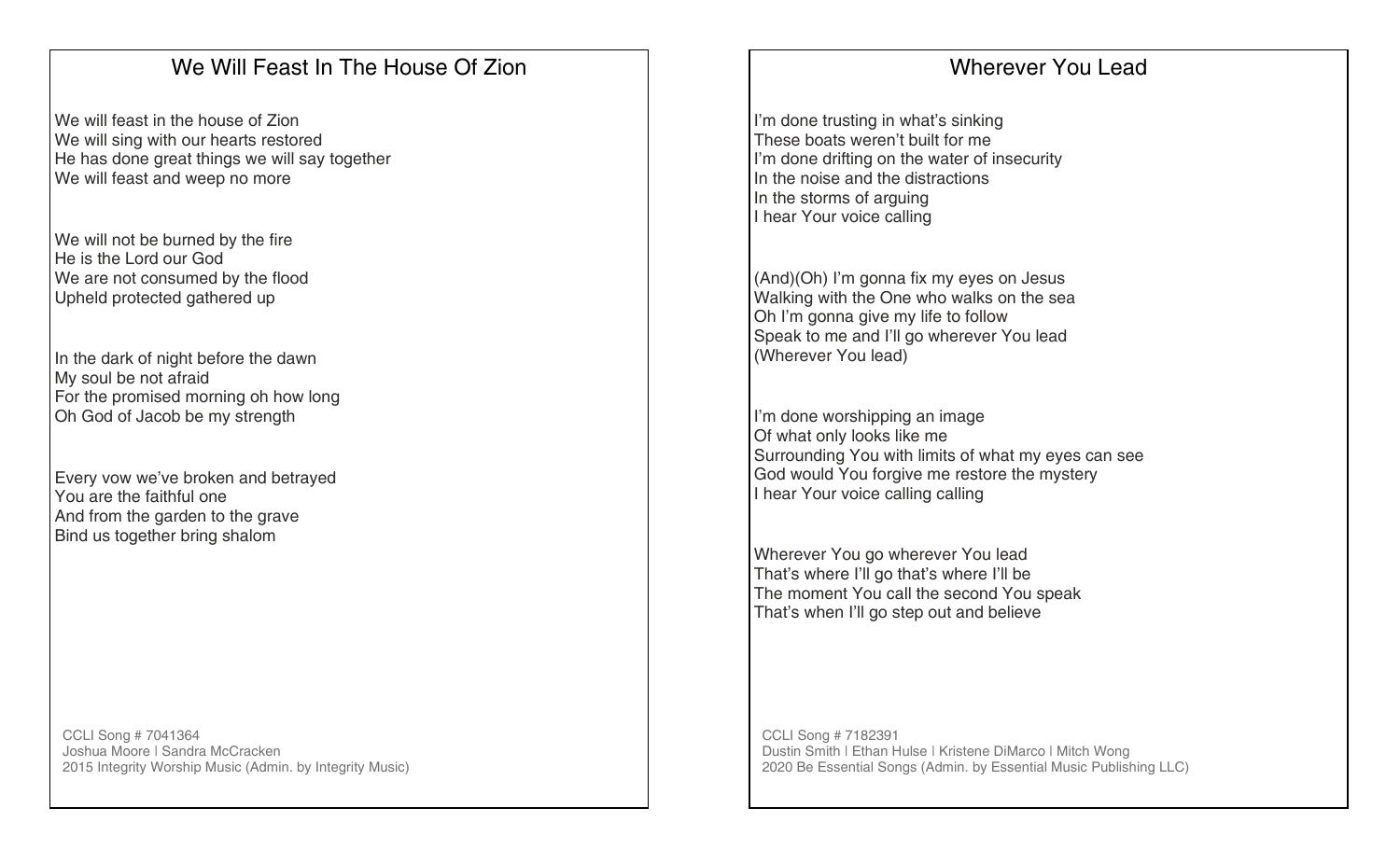# We Will Feast In The House Of Zion

We will feast in the house of Zion
We will sing with our hearts restored
He has done great things we will say together
We will feast and weep no more

We will not be burned by the fire
He is the Lord our God
We are not consumed by the flood
Upheld protected gathered up

In the dark of night before the dawn
My soul be not afraid
For the promised morning oh how long
Oh God of Jacob be my strength

Every vow we've broken and betrayed
You are the faithful one
And from the garden to the grave
Bind us together bring shalom

CCLI Song # 7041364
Joshua Moore | Sandra McCracken
2015 Integrity Worship Music (Admin. by Integrity Music)

# Wherever You Lead

I'm done trusting in what's sinking
These boats weren't built for me
I'm done drifting on the water of insecurity
In the noise and the distractions
In the storms of arguing
I hear Your voice calling

(And)(Oh) I'm gonna fix my eyes on Jesus
Walking with the One who walks on the sea
Oh I'm gonna give my life to follow
Speak to me and I'll go wherever You lead
(Wherever You lead)

I'm done worshipping an image
Of what only looks like me
Surrounding You with limits of what my eyes can see
God would You forgive me restore the mystery
I hear Your voice calling calling

Wherever You go wherever You lead
That's where I'll go that's where I'll be
The moment You call the second You speak
That's when I'll go step out and believe

CCLI Song # 7182391
Dustin Smith | Ethan Hulse | Kristene DiMarco | Mitch Wong
2020 Be Essential Songs (Admin. by Essential Music Publishing LLC)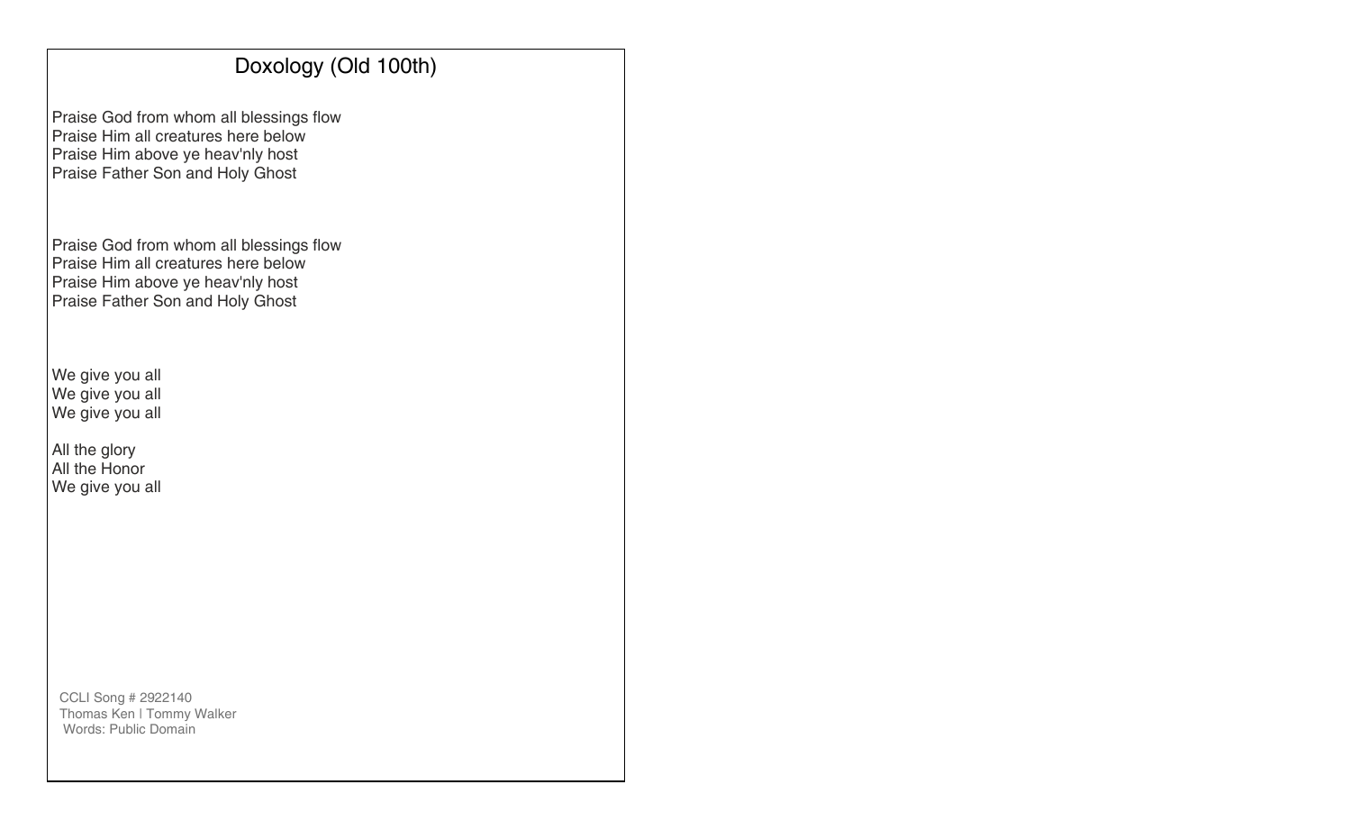# Doxology (Old 100th)

Praise God from whom all blessings flow
Praise Him all creatures here below
Praise Him above ye heav'nly host
Praise Father Son and Holy Ghost

Praise God from whom all blessings flow
Praise Him all creatures here below
Praise Him above ye heav'nly host
Praise Father Son and Holy Ghost

We give you all
We give you all
We give you all

All the glory
All the Honor
We give you all

CCLI Song # 2922140
Thomas Ken | Tommy Walker
Words: Public Domain